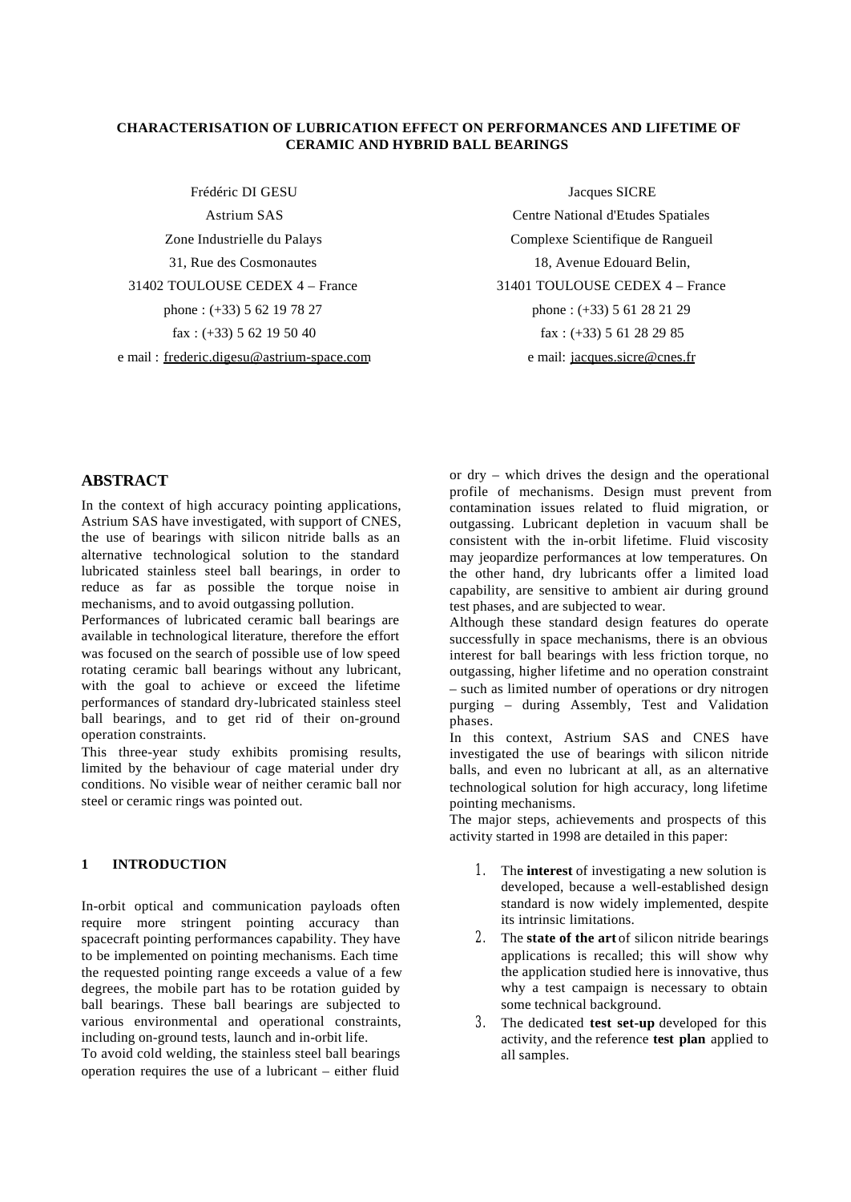# CHARACTERISATION OF LUBRICATION EFFECT ON PERFORMANCES AND LIFETIME OF CERAMIC AND HYBRID BALL BEARINGS

Frédéric DI GESU
Astrium SAS
Zone Industrielle du Palays
31, Rue des Cosmonautes
31402 TOULOUSE CEDEX 4 – France
phone : (+33) 5 62 19 78 27
fax : (+33) 5 62 19 50 40
e mail : frederic.digesu@astrium-space.com

Jacques SICRE
Centre National d'Etudes Spatiales
Complexe Scientifique de Rangueil
18, Avenue Edouard Belin,
31401 TOULOUSE CEDEX 4 – France
phone : (+33) 5 61 28 21 29
fax : (+33) 5 61 28 29 85
e mail: jacques.sicre@cnes.fr

## ABSTRACT

In the context of high accuracy pointing applications, Astrium SAS have investigated, with support of CNES, the use of bearings with silicon nitride balls as an alternative technological solution to the standard lubricated stainless steel ball bearings, in order to reduce as far as possible the torque noise in mechanisms, and to avoid outgassing pollution.

Performances of lubricated ceramic ball bearings are available in technological literature, therefore the effort was focused on the search of possible use of low speed rotating ceramic ball bearings without any lubricant, with the goal to achieve or exceed the lifetime performances of standard dry-lubricated stainless steel ball bearings, and to get rid of their on-ground operation constraints.

This three-year study exhibits promising results, limited by the behaviour of cage material under dry conditions. No visible wear of neither ceramic ball nor steel or ceramic rings was pointed out.

## 1 INTRODUCTION

In-orbit optical and communication payloads often require more stringent pointing accuracy than spacecraft pointing performances capability. They have to be implemented on pointing mechanisms. Each time the requested pointing range exceeds a value of a few degrees, the mobile part has to be rotation guided by ball bearings. These ball bearings are subjected to various environmental and operational constraints, including on-ground tests, launch and in-orbit life.

To avoid cold welding, the stainless steel ball bearings operation requires the use of a lubricant – either fluid or dry – which drives the design and the operational profile of mechanisms. Design must prevent from contamination issues related to fluid migration, or outgassing. Lubricant depletion in vacuum shall be consistent with the in-orbit lifetime. Fluid viscosity may jeopardize performances at low temperatures. On the other hand, dry lubricants offer a limited load capability, are sensitive to ambient air during ground test phases, and are subjected to wear.

Although these standard design features do operate successfully in space mechanisms, there is an obvious interest for ball bearings with less friction torque, no outgassing, higher lifetime and no operation constraint – such as limited number of operations or dry nitrogen purging – during Assembly, Test and Validation phases.

In this context, Astrium SAS and CNES have investigated the use of bearings with silicon nitride balls, and even no lubricant at all, as an alternative technological solution for high accuracy, long lifetime pointing mechanisms.

The major steps, achievements and prospects of this activity started in 1998 are detailed in this paper:

1. The **interest** of investigating a new solution is developed, because a well-established design standard is now widely implemented, despite its intrinsic limitations.
2. The **state of the art** of silicon nitride bearings applications is recalled; this will show why the application studied here is innovative, thus why a test campaign is necessary to obtain some technical background.
3. The dedicated **test set-up** developed for this activity, and the reference **test plan** applied to all samples.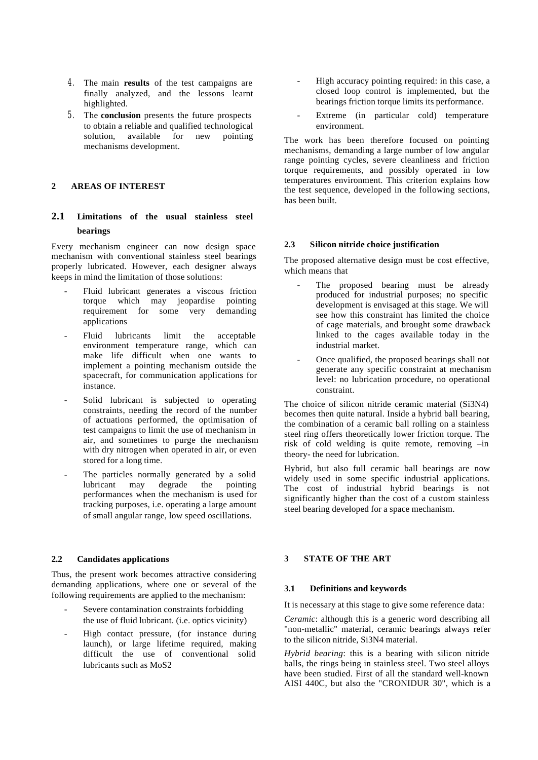4. The main **results** of the test campaigns are finally analyzed, and the lessons learnt highlighted.
5. The **conclusion** presents the future prospects to obtain a reliable and qualified technological solution, available for new pointing mechanisms development.

## 2 AREAS OF INTEREST

### 2.1 Limitations of the usual stainless steel bearings

Every mechanism engineer can now design space mechanism with conventional stainless steel bearings properly lubricated. However, each designer always keeps in mind the limitation of those solutions:

- Fluid lubricant generates a viscous friction torque which may jeopardise pointing requirement for some very demanding applications
- Fluid lubricants limit the acceptable environment temperature range, which can make life difficult when one wants to implement a pointing mechanism outside the spacecraft, for communication applications for instance.
- Solid lubricant is subjected to operating constraints, needing the record of the number of actuations performed, the optimisation of test campaigns to limit the use of mechanism in air, and sometimes to purge the mechanism with dry nitrogen when operated in air, or even stored for a long time.
- The particles normally generated by a solid lubricant may degrade the pointing performances when the mechanism is used for tracking purposes, i.e. operating a large amount of small angular range, low speed oscillations.

### 2.2 Candidates applications

Thus, the present work becomes attractive considering demanding applications, where one or several of the following requirements are applied to the mechanism:

- Severe contamination constraints forbidding the use of fluid lubricant. (i.e. optics vicinity)
- High contact pressure, (for instance during launch), or large lifetime required, making difficult the use of conventional solid lubricants such as $MoS_2$
- High accuracy pointing required: in this case, a closed loop control is implemented, but the bearings friction torque limits its performance.
- Extreme (in particular cold) temperature environment.

The work has been therefore focused on pointing mechanisms, demanding a large number of low angular range pointing cycles, severe cleanliness and friction torque requirements, and possibly operated in low temperatures environment. This criterion explains how the test sequence, developed in the following sections, has been built.

### 2.3 Silicon nitride choice justification

The proposed alternative design must be cost effective, which means that

- The proposed bearing must be already produced for industrial purposes; no specific development is envisaged at this stage. We will see how this constraint has limited the choice of cage materials, and brought some drawback linked to the cages available today in the industrial market.
- Once qualified, the proposed bearings shall not generate any specific constraint at mechanism level: no lubrication procedure, no operational constraint.

The choice of silicon nitride ceramic material ($Si_3N_4$) becomes then quite natural. Inside a hybrid ball bearing, the combination of a ceramic ball rolling on a stainless steel ring offers theoretically lower friction torque. The risk of cold welding is quite remote, removing –in theory- the need for lubrication.

Hybrid, but also full ceramic ball bearings are now widely used in some specific industrial applications. The cost of industrial hybrid bearings is not significantly higher than the cost of a custom stainless steel bearing developed for a space mechanism.

## 3 STATE OF THE ART

### 3.1 Definitions and keywords

It is necessary at this stage to give some reference data:

*Ceramic*: although this is a generic word describing all "non-metallic" material, ceramic bearings always refer to the silicon nitride, $Si_3N_4$ material.

*Hybrid bearing*: this is a bearing with silicon nitride balls, the rings being in stainless steel. Two steel alloys have been studied. First of all the standard well-known AISI 440C, but also the "CRONIDUR 30", which is a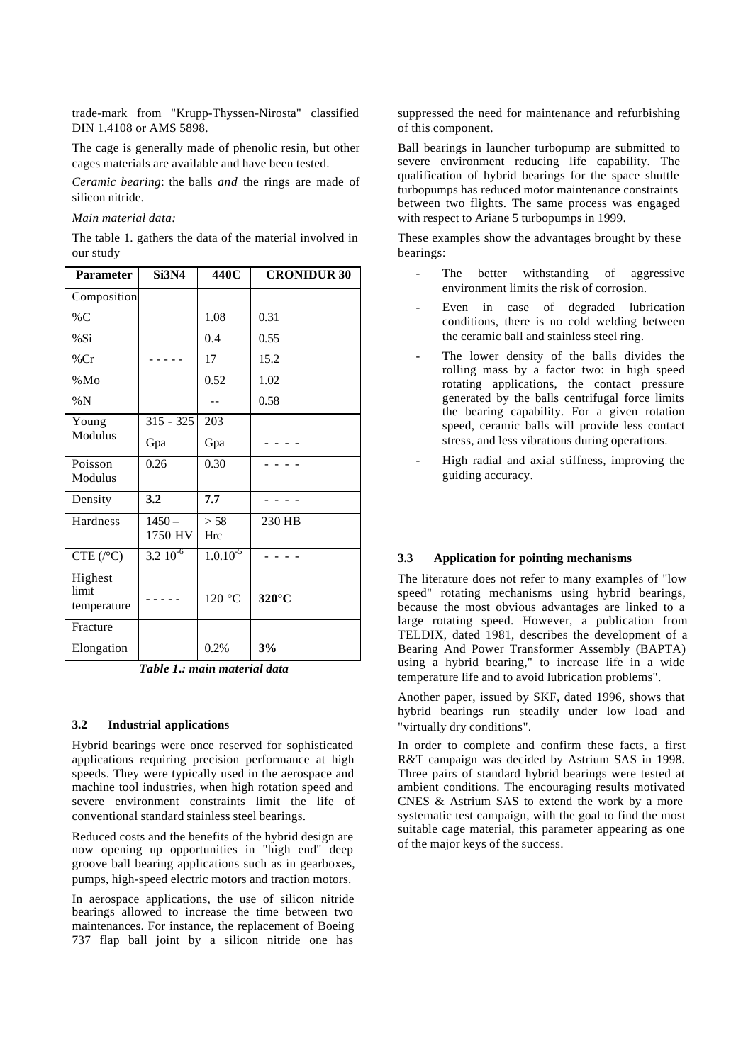trade-mark from "Krupp-Thyssen-Nirosta" classified DIN 1.4108 or AMS 5898.

The cage is generally made of phenolic resin, but other cages materials are available and have been tested.

*Ceramic bearing*: the balls *and* the rings are made of silicon nitride.

*Main material data:*

The table 1. gathers the data of the material involved in our study

| Parameter | Si3N4 | 440C | CRONIDUR 30 |
|---|---|---|---|
| Composition | | | |
| %C | | 1.08 | 0.31 |
| %Si | | 0.4 | 0.55 |
| %Cr | - - - - - | 17 | 15.2 |
| %Mo | | 0.52 | 1.02 |
| %N | | -- | 0.58 |
| Young Modulus | 315 - 325 Gpa | 203 Gpa | - - - - |
| Poisson Modulus | 0.26 | 0.30 | - - - - |
| Density | **3.2** | **7.7** | - - - - |
| Hardness | 1450 – 1750 HV | > 58 Hrc | 230 HB |
| CTE (/°C) | $3.2\ 10^{-6}$ | $1.0.10^{-5}$ | - - - - |
| Highest limit temperature | - - - - - | 120 °C | **320°C** |
| Fracture Elongation | | 0.2% | **3%** |

***Table 1.: main material data***

### 3.2 Industrial applications

Hybrid bearings were once reserved for sophisticated applications requiring precision performance at high speeds. They were typically used in the aerospace and machine tool industries, when high rotation speed and severe environment constraints limit the life of conventional standard stainless steel bearings.

Reduced costs and the benefits of the hybrid design are now opening up opportunities in "high end" deep groove ball bearing applications such as in gearboxes, pumps, high-speed electric motors and traction motors.

In aerospace applications, the use of silicon nitride bearings allowed to increase the time between two maintenances. For instance, the replacement of Boeing 737 flap ball joint by a silicon nitride one has suppressed the need for maintenance and refurbishing of this component.

Ball bearings in launcher turbopump are submitted to severe environment reducing life capability. The qualification of hybrid bearings for the space shuttle turbopumps has reduced motor maintenance constraints between two flights. The same process was engaged with respect to Ariane 5 turbopumps in 1999.

These examples show the advantages brought by these bearings:

- The better withstanding of aggressive environment limits the risk of corrosion.
- Even in case of degraded lubrication conditions, there is no cold welding between the ceramic ball and stainless steel ring.
- The lower density of the balls divides the rolling mass by a factor two: in high speed rotating applications, the contact pressure generated by the balls centrifugal force limits the bearing capability. For a given rotation speed, ceramic balls will provide less contact stress, and less vibrations during operations.
- High radial and axial stiffness, improving the guiding accuracy.

### 3.3 Application for pointing mechanisms

The literature does not refer to many examples of "low speed" rotating mechanisms using hybrid bearings, because the most obvious advantages are linked to a large rotating speed. However, a publication from TELDIX, dated 1981, describes the development of a Bearing And Power Transformer Assembly (BAPTA) using a hybrid bearing," to increase life in a wide temperature life and to avoid lubrication problems".

Another paper, issued by SKF, dated 1996, shows that hybrid bearings run steadily under low load and "virtually dry conditions".

In order to complete and confirm these facts, a first R&T campaign was decided by Astrium SAS in 1998. Three pairs of standard hybrid bearings were tested at ambient conditions. The encouraging results motivated CNES & Astrium SAS to extend the work by a more systematic test campaign, with the goal to find the most suitable cage material, this parameter appearing as one of the major keys of the success.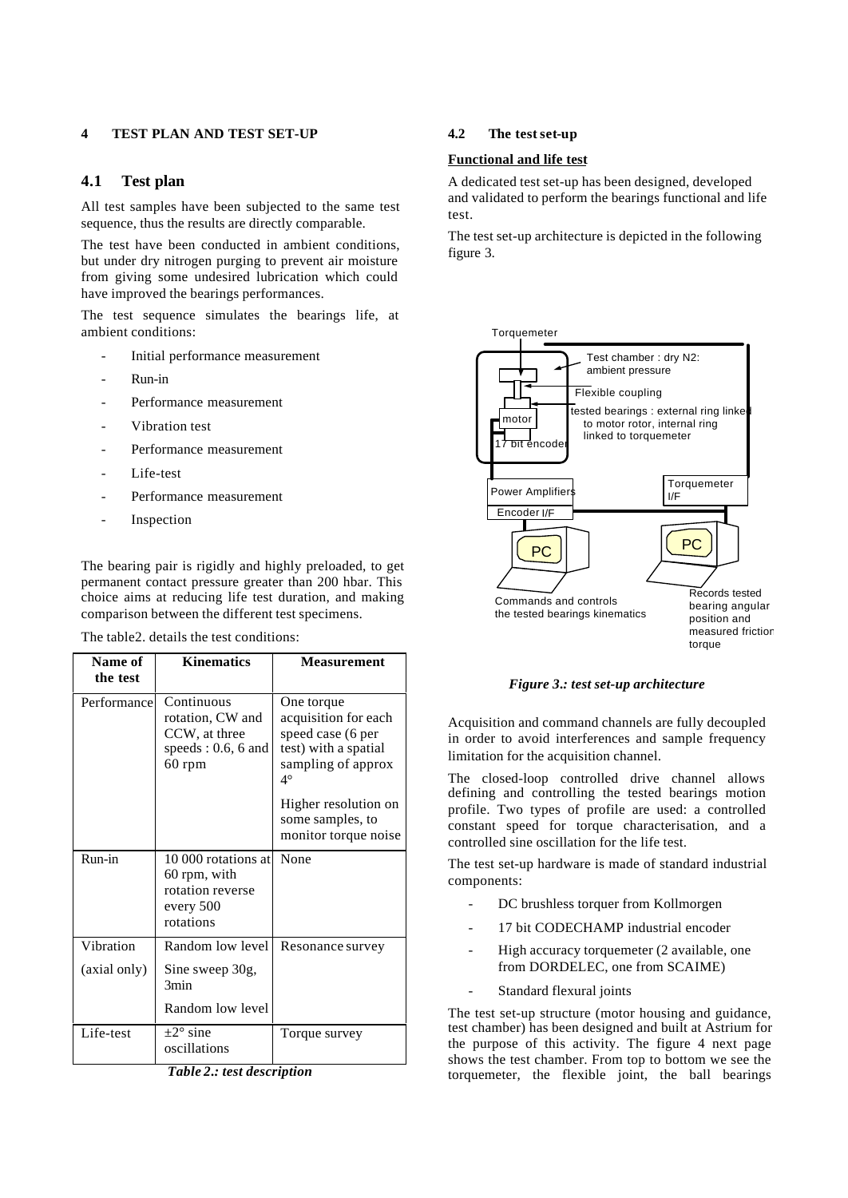## 4 TEST PLAN AND TEST SET-UP

### 4.1 Test plan

All test samples have been subjected to the same test sequence, thus the results are directly comparable.

The test have been conducted in ambient conditions, but under dry nitrogen purging to prevent air moisture from giving some undesired lubrication which could have improved the bearings performances.

The test sequence simulates the bearings life, at ambient conditions:

- Initial performance measurement
- Run-in
- Performance measurement
- Vibration test
- Performance measurement
- Life-test
- Performance measurement
- Inspection

The bearing pair is rigidly and highly preloaded, to get permanent contact pressure greater than 200 hbar. This choice aims at reducing life test duration, and making comparison between the different test specimens.

The table2. details the test conditions:

| Name of the test | Kinematics | Measurement |
|---|---|---|
| Performance | Continuous rotation, CW and CCW, at three speeds : 0.6, 6 and 60 rpm | One torque acquisition for each speed case (6 per test) with a spatial sampling of approx 4° <br> Higher resolution on some samples, to monitor torque noise |
| Run-in | 10 000 rotations at 60 rpm, with rotation reverse every 500 rotations | None |
| Vibration (axial only) | Random low level <br> Sine sweep 30g, 3min <br> Random low level | Resonance survey |
| Life-test | ±2° sine oscillations | Torque survey |

*Table 2.: test description*

### 4.2 The test set-up

**Functional and life test**

A dedicated test set-up has been designed, developed and validated to perform the bearings functional and life test.

The test set-up architecture is depicted in the following figure 3.

Torquemeter

Test chamber : dry N2: ambient pressure

Flexible coupling

tested bearings : external ring linked to motor rotor, internal ring linked to torquemeter

motor

17 bit encoder

Power Amplifiers

Encoder I/F

Torquemeter I/F

PC

PC

Commands and controls the tested bearings kinematics

Records tested bearing angular position and measured friction torque

*Figure 3.: test set-up architecture*

Acquisition and command channels are fully decoupled in order to avoid interferences and sample frequency limitation for the acquisition channel.

The closed-loop controlled drive channel allows defining and controlling the tested bearings motion profile. Two types of profile are used: a controlled constant speed for torque characterisation, and a controlled sine oscillation for the life test.

The test set-up hardware is made of standard industrial components:

- DC brushless torquer from Kollmorgen
- 17 bit CODECHAMP industrial encoder
- High accuracy torquemeter (2 available, one from DORDELEC, one from SCAIME)
- Standard flexural joints

The test set-up structure (motor housing and guidance, test chamber) has been designed and built at Astrium for the purpose of this activity. The figure 4 next page shows the test chamber. From top to bottom we see the torquemeter, the flexible joint, the ball bearings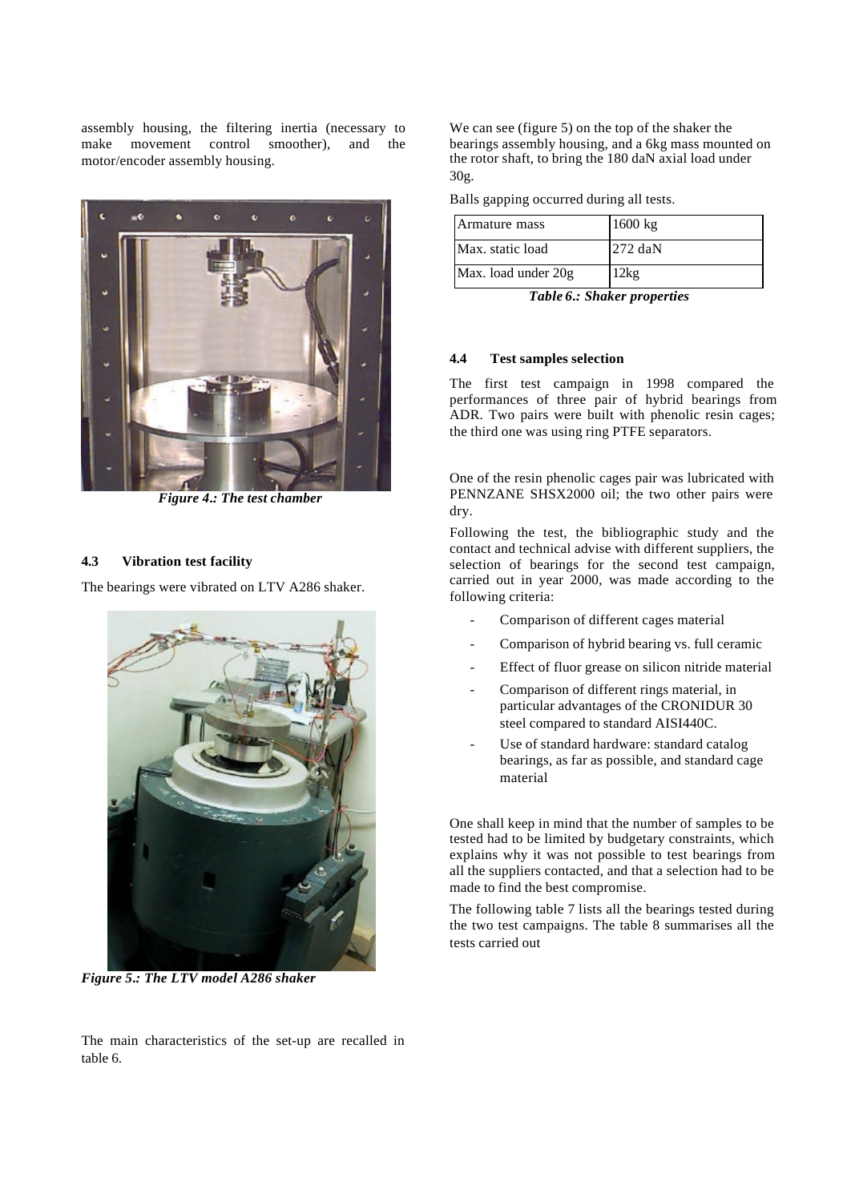assembly housing, the filtering inertia (necessary to make movement control smoother), and the motor/encoder assembly housing.

*Figure 4.: The test chamber*

#### 4.3 Vibration test facility

The bearings were vibrated on LTV A286 shaker.

*Figure 5.: The LTV model A286 shaker*

The main characteristics of the set-up are recalled in table 6.

We can see (figure 5) on the top of the shaker the bearings assembly housing, and a 6kg mass mounted on the rotor shaft, to bring the 180 daN axial load under 30g.

Balls gapping occurred during all tests.

| Armature mass | 1600 kg |
|---|---|
| Max. static load | 272 daN |
| Max. load under 20g | 12kg |

*Table 6.: Shaker properties*

#### 4.4 Test samples selection

The first test campaign in 1998 compared the performances of three pair of hybrid bearings from ADR. Two pairs were built with phenolic resin cages; the third one was using ring PTFE separators.

One of the resin phenolic cages pair was lubricated with PENNZANE SHSX2000 oil; the two other pairs were dry.

Following the test, the bibliographic study and the contact and technical advise with different suppliers, the selection of bearings for the second test campaign, carried out in year 2000, was made according to the following criteria:

- Comparison of different cages material
- Comparison of hybrid bearing vs. full ceramic
- Effect of fluor grease on silicon nitride material
- Comparison of different rings material, in particular advantages of the CRONIDUR 30 steel compared to standard AISI440C.
- Use of standard hardware: standard catalog bearings, as far as possible, and standard cage material

One shall keep in mind that the number of samples to be tested had to be limited by budgetary constraints, which explains why it was not possible to test bearings from all the suppliers contacted, and that a selection had to be made to find the best compromise.

The following table 7 lists all the bearings tested during the two test campaigns. The table 8 summarises all the tests carried out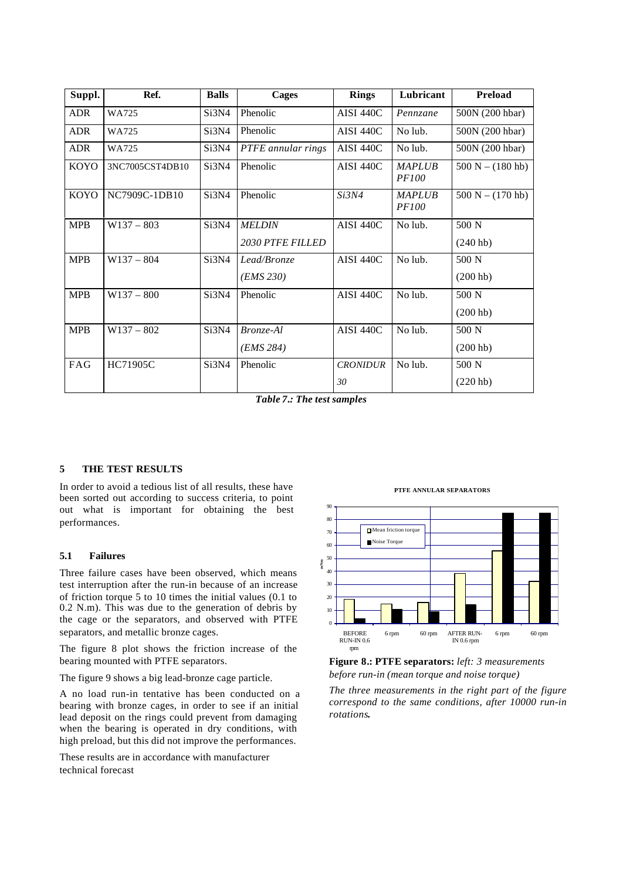| Suppl. | Ref. | Balls | Cages | Rings | Lubricant | Preload |
|---|---|---|---|---|---|---|
| ADR | WA725 | Si3N4 | Phenolic | AISI 440C | *Pennzane* | 500N (200 hbar) |
| ADR | WA725 | Si3N4 | Phenolic | AISI 440C | No lub. | 500N (200 hbar) |
| ADR | WA725 | Si3N4 | *PTFE annular rings* | AISI 440C | No lub. | 500N (200 hbar) |
| KOYO | 3NC7005CST4DB10 | Si3N4 | Phenolic | AISI 440C | *MAPLUB PF100* | 500 N – (180 hb) |
| KOYO | NC7909C-1DB10 | Si3N4 | Phenolic | *Si3N4* | *MAPLUB PF100* | 500 N – (170 hb) |
| MPB | W137 – 803 | Si3N4 | *MELDIN 2030 PTFE FILLED* | AISI 440C | No lub. | 500 N (240 hb) |
| MPB | W137 – 804 | Si3N4 | *Lead/Bronze (EMS 230)* | AISI 440C | No lub. | 500 N (200 hb) |
| MPB | W137 – 800 | Si3N4 | Phenolic | AISI 440C | No lub. | 500 N (200 hb) |
| MPB | W137 – 802 | Si3N4 | *Bronze-Al (EMS 284)* | AISI 440C | No lub. | 500 N (200 hb) |
| FAG | HC71905C | Si3N4 | Phenolic | *CRONIDUR 30* | No lub. | 500 N (220 hb) |

***Table 7.: The test samples***

## 5 THE TEST RESULTS

In order to avoid a tedious list of all results, these have been sorted out according to success criteria, to point out what is important for obtaining the best performances.

### 5.1 Failures

Three failure cases have been observed, which means test interruption after the run-in because of an increase of friction torque 5 to 10 times the initial values (0.1 to 0.2 N.m). This was due to the generation of debris by the cage or the separators, and observed with PTFE separators, and metallic bronze cages.

The figure 8 plot shows the friction increase of the bearing mounted with PTFE separators.

The figure 9 shows a big lead-bronze cage particle.

A no load run-in tentative has been conducted on a bearing with bronze cages, in order to see if an initial lead deposit on the rings could prevent from damaging when the bearing is operated in dry conditions, with high preload, but this did not improve the performances.

These results are in accordance with manufacturer technical forecast

**PTFE ANNULAR SEPARATORS**

| | Mean friction torque (mNm) | Noise Torque (mNm) |
|---|---|---|
| BEFORE RUN-IN 0.6 rpm | 18 | 4 |
| 6 rpm | 15 | 11 |
| 60 rpm | 16 | 9 |
| AFTER RUN-IN 0.6 rpm | 38 | 15 |
| 6 rpm | 56 | 85 |
| 60 rpm | 32 | 85 |

**Figure 8.: PTFE separators:** *left: 3 measurements before run-in (mean torque and noise torque)*

*The three measurements in the right part of the figure correspond to the same conditions, after 10000 run-in rotations.*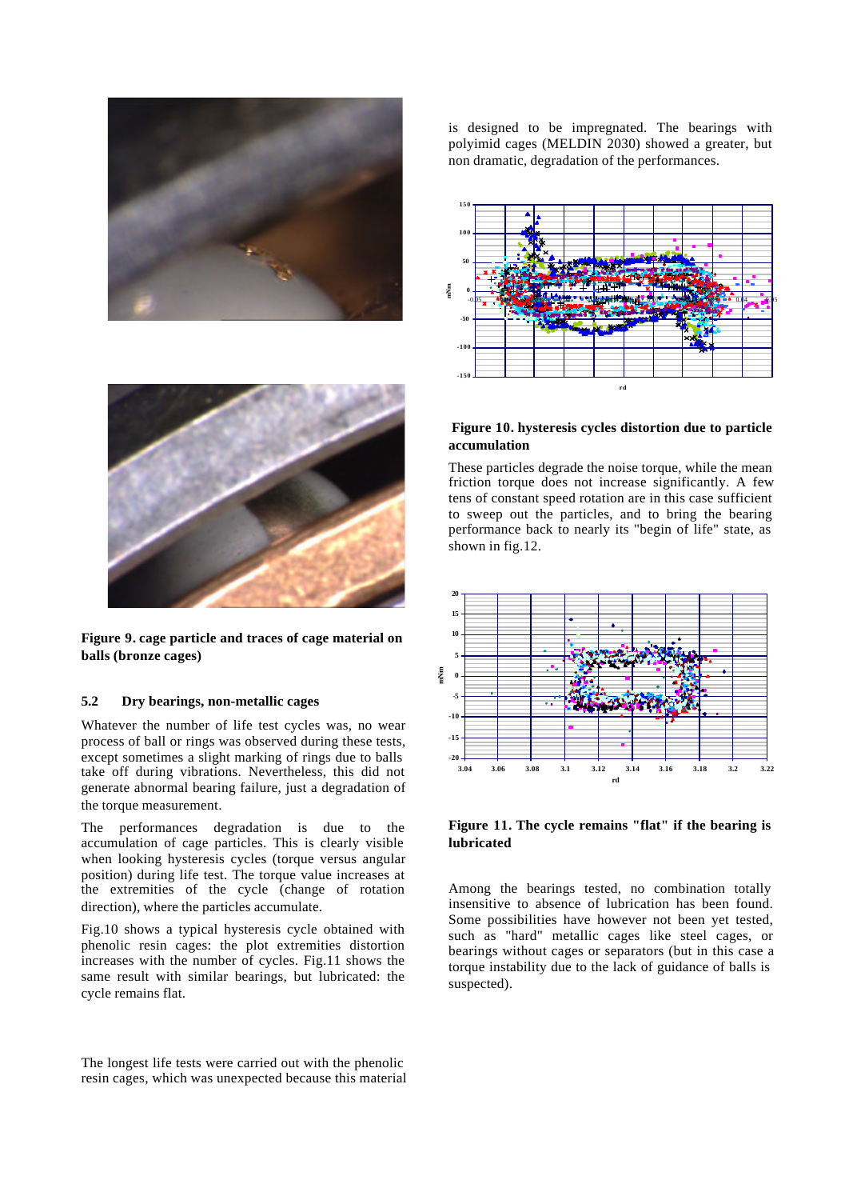Figure 9. cage particle and traces of cage material on balls (bronze cages)

### 5.2 Dry bearings, non-metallic cages

Whatever the number of life test cycles was, no wear process of ball or rings was observed during these tests, except sometimes a slight marking of rings due to balls take off during vibrations. Nevertheless, this did not generate abnormal bearing failure, just a degradation of the torque measurement.

The performances degradation is due to the accumulation of cage particles. This is clearly visible when looking hysteresis cycles (torque versus angular position) during life test. The torque value increases at the extremities of the cycle (change of rotation direction), where the particles accumulate.

Fig.10 shows a typical hysteresis cycle obtained with phenolic resin cages: the plot extremities distortion increases with the number of cycles. Fig.11 shows the same result with similar bearings, but lubricated: the cycle remains flat.

The longest life tests were carried out with the phenolic resin cages, which was unexpected because this material is designed to be impregnated. The bearings with polyimid cages (MELDIN 2030) showed a greater, but non dramatic, degradation of the performances.

**Figure 10. hysteresis cycles distortion due to particle accumulation**

These particles degrade the noise torque, while the mean friction torque does not increase significantly. A few tens of constant speed rotation are in this case sufficient to sweep out the particles, and to bring the bearing performance back to nearly its "begin of life" state, as shown in fig.12.

**Figure 11. The cycle remains "flat" if the bearing is lubricated**

Among the bearings tested, no combination totally insensitive to absence of lubrication has been found. Some possibilities have however not been yet tested, such as "hard" metallic cages like steel cages, or bearings without cages or separators (but in this case a torque instability due to the lack of guidance of balls is suspected).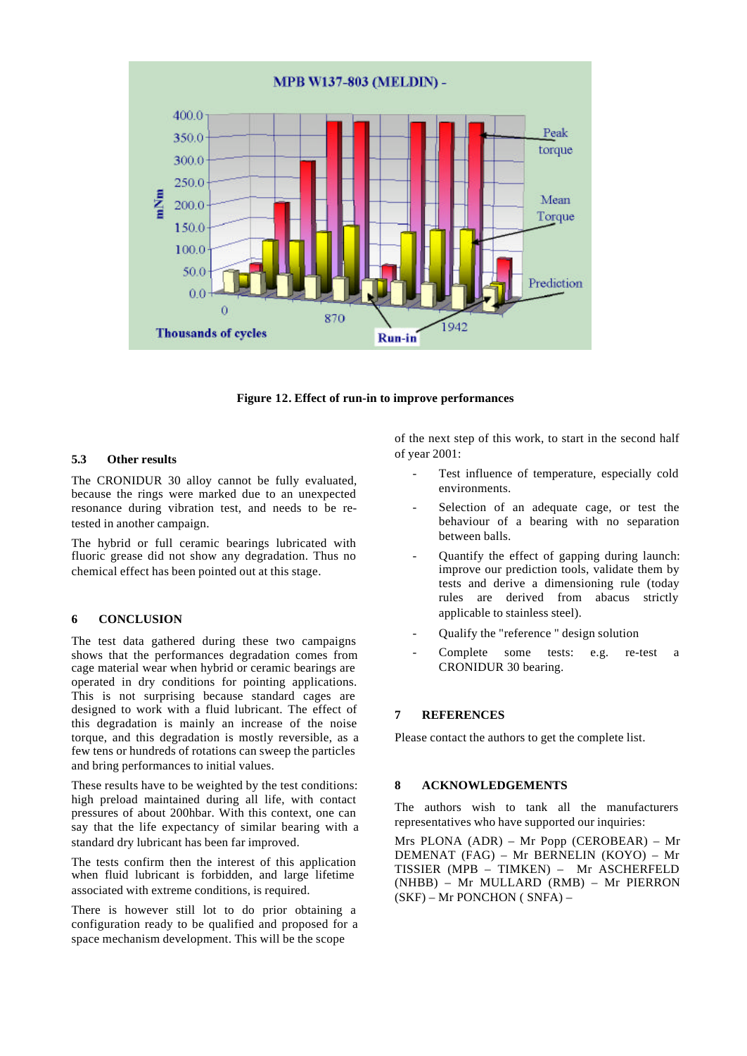MPB W137-803 (MELDIN) -

400.0
350.0
300.0
250.0
200.0
150.0
100.0
50.0
0.0

mNm

0
870
1942

Thousands of cycles

Run-in

Peak torque

Mean Torque

Prediction

**Figure 12. Effect of run-in to improve performances**

### 5.3 Other results

The CRONIDUR 30 alloy cannot be fully evaluated, because the rings were marked due to an unexpected resonance during vibration test, and needs to be re-tested in another campaign.

The hybrid or full ceramic bearings lubricated with fluoric grease did not show any degradation. Thus no chemical effect has been pointed out at this stage.

## 6 CONCLUSION

The test data gathered during these two campaigns shows that the performances degradation comes from cage material wear when hybrid or ceramic bearings are operated in dry conditions for pointing applications. This is not surprising because standard cages are designed to work with a fluid lubricant. The effect of this degradation is mainly an increase of the noise torque, and this degradation is mostly reversible, as a few tens or hundreds of rotations can sweep the particles and bring performances to initial values.

These results have to be weighted by the test conditions: high preload maintained during all life, with contact pressures of about 200hbar. With this context, one can say that the life expectancy of similar bearing with a standard dry lubricant has been far improved.

The tests confirm then the interest of this application when fluid lubricant is forbidden, and large lifetime associated with extreme conditions, is required.

There is however still lot to do prior obtaining a configuration ready to be qualified and proposed for a space mechanism development. This will be the scope of the next step of this work, to start in the second half of year 2001:

- Test influence of temperature, especially cold environments.
- Selection of an adequate cage, or test the behaviour of a bearing with no separation between balls.
- Quantify the effect of gapping during launch: improve our prediction tools, validate them by tests and derive a dimensioning rule (today rules are derived from abacus strictly applicable to stainless steel).
- Qualify the "reference " design solution
- Complete some tests: e.g. re-test a CRONIDUR 30 bearing.

## 7 REFERENCES

Please contact the authors to get the complete list.

## 8 ACKNOWLEDGEMENTS

The authors wish to tank all the manufacturers representatives who have supported our inquiries:

Mrs PLONA (ADR) – Mr Popp (CEROBEAR) – Mr DEMENAT (FAG) – Mr BERNELIN (KOYO) – Mr TISSIER (MPB – TIMKEN) – Mr ASCHERFELD (NHBB) – Mr MULLARD (RMB) – Mr PIERRON (SKF) – Mr PONCHON ( SNFA) –